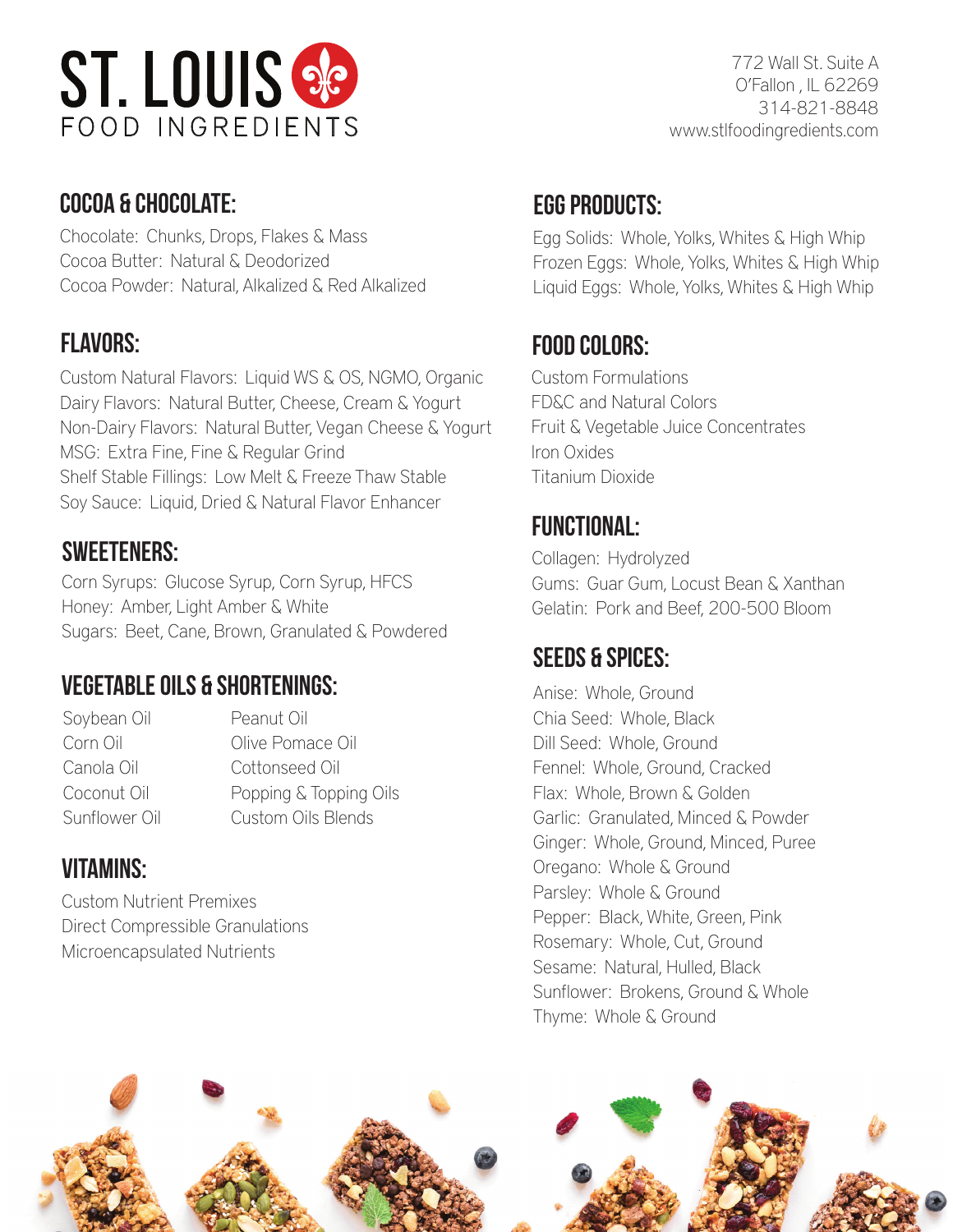# ST. LOUIS FOOD INGREDIENTS

772 Wall St. Suite A
O'Fallon , IL 62269
314-821-8848
www.stlfoodingredients.com

## COCOA & CHOCOLATE:

Chocolate: Chunks, Drops, Flakes & Mass
Cocoa Butter: Natural & Deodorized
Cocoa Powder: Natural, Alkalized & Red Alkalized

## FLAVORS:

Custom Natural Flavors: Liquid WS & OS, NGMO, Organic
Dairy Flavors: Natural Butter, Cheese, Cream & Yogurt
Non-Dairy Flavors: Natural Butter, Vegan Cheese & Yogurt
MSG: Extra Fine, Fine & Regular Grind
Shelf Stable Fillings: Low Melt & Freeze Thaw Stable
Soy Sauce: Liquid, Dried & Natural Flavor Enhancer

## SWEETENERS:

Corn Syrups: Glucose Syrup, Corn Syrup, HFCS
Honey: Amber, Light Amber & White
Sugars: Beet, Cane, Brown, Granulated & Powdered

## VEGETABLE OILS & SHORTENINGS:

Soybean Oil
Corn Oil
Canola Oil
Coconut Oil
Sunflower Oil
Peanut Oil
Olive Pomace Oil
Cottonseed Oil
Popping & Topping Oils
Custom Oils Blends

## VITAMINS:

Custom Nutrient Premixes
Direct Compressible Granulations
Microencapsulated Nutrients

## EGG PRODUCTS:

Egg Solids: Whole, Yolks, Whites & High Whip
Frozen Eggs: Whole, Yolks, Whites & High Whip
Liquid Eggs: Whole, Yolks, Whites & High Whip

## FOOD COLORS:

Custom Formulations
FD&C and Natural Colors
Fruit & Vegetable Juice Concentrates
Iron Oxides
Titanium Dioxide

## FUNCTIONAL:

Collagen: Hydrolyzed
Gums: Guar Gum, Locust Bean & Xanthan
Gelatin: Pork and Beef, 200-500 Bloom

## SEEDS & SPICES:

Anise: Whole, Ground
Chia Seed: Whole, Black
Dill Seed: Whole, Ground
Fennel: Whole, Ground, Cracked
Flax: Whole, Brown & Golden
Garlic: Granulated, Minced & Powder
Ginger: Whole, Ground, Minced, Puree
Oregano: Whole & Ground
Parsley: Whole & Ground
Pepper: Black, White, Green, Pink
Rosemary: Whole, Cut, Ground
Sesame: Natural, Hulled, Black
Sunflower: Brokens, Ground & Whole
Thyme: Whole & Ground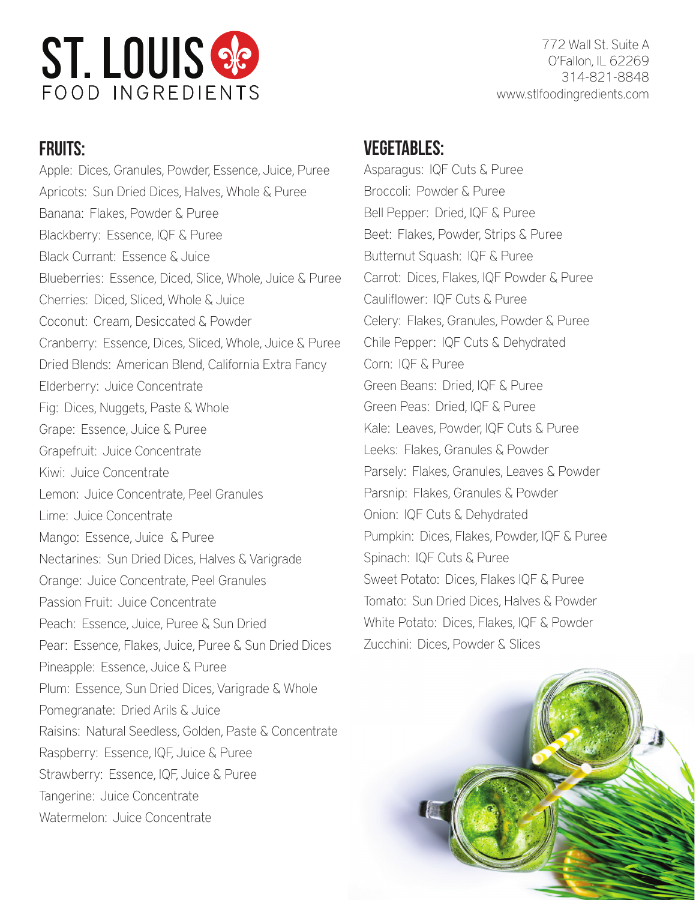# ST. LOUIS FOOD INGREDIENTS

772 Wall St. Suite A
O'Fallon, IL 62269
314-821-8848
www.stlfoodingredients.com

## FRUITS:

Apple: Dices, Granules, Powder, Essence, Juice, Puree
Apricots: Sun Dried Dices, Halves, Whole & Puree
Banana: Flakes, Powder & Puree
Blackberry: Essence, IQF & Puree
Black Currant: Essence & Juice
Blueberries: Essence, Diced, Slice, Whole, Juice & Puree
Cherries: Diced, Sliced, Whole & Juice
Coconut: Cream, Desiccated & Powder
Cranberry: Essence, Dices, Sliced, Whole, Juice & Puree
Dried Blends: American Blend, California Extra Fancy
Elderberry: Juice Concentrate
Fig: Dices, Nuggets, Paste & Whole
Grape: Essence, Juice & Puree
Grapefruit: Juice Concentrate
Kiwi: Juice Concentrate
Lemon: Juice Concentrate, Peel Granules
Lime: Juice Concentrate
Mango: Essence, Juice & Puree
Nectarines: Sun Dried Dices, Halves & Varigrade
Orange: Juice Concentrate, Peel Granules
Passion Fruit: Juice Concentrate
Peach: Essence, Juice, Puree & Sun Dried
Pear: Essence, Flakes, Juice, Puree & Sun Dried Dices
Pineapple: Essence, Juice & Puree
Plum: Essence, Sun Dried Dices, Varigrade & Whole
Pomegranate: Dried Arils & Juice
Raisins: Natural Seedless, Golden, Paste & Concentrate
Raspberry: Essence, IQF, Juice & Puree
Strawberry: Essence, IQF, Juice & Puree
Tangerine: Juice Concentrate
Watermelon: Juice Concentrate

## VEGETABLES:

Asparagus: IQF Cuts & Puree
Broccoli: Powder & Puree
Bell Pepper: Dried, IQF & Puree
Beet: Flakes, Powder, Strips & Puree
Butternut Squash: IQF & Puree
Carrot: Dices, Flakes, IQF Powder & Puree
Cauliflower: IQF Cuts & Puree
Celery: Flakes, Granules, Powder & Puree
Chile Pepper: IQF Cuts & Dehydrated
Corn: IQF & Puree
Green Beans: Dried, IQF & Puree
Green Peas: Dried, IQF & Puree
Kale: Leaves, Powder, IQF Cuts & Puree
Leeks: Flakes, Granules & Powder
Parsely: Flakes, Granules, Leaves & Powder
Parsnip: Flakes, Granules & Powder
Onion: IQF Cuts & Dehydrated
Pumpkin: Dices, Flakes, Powder, IQF & Puree
Spinach: IQF Cuts & Puree
Sweet Potato: Dices, Flakes IQF & Puree
Tomato: Sun Dried Dices, Halves & Powder
White Potato: Dices, Flakes, IQF & Powder
Zucchini: Dices, Powder & Slices